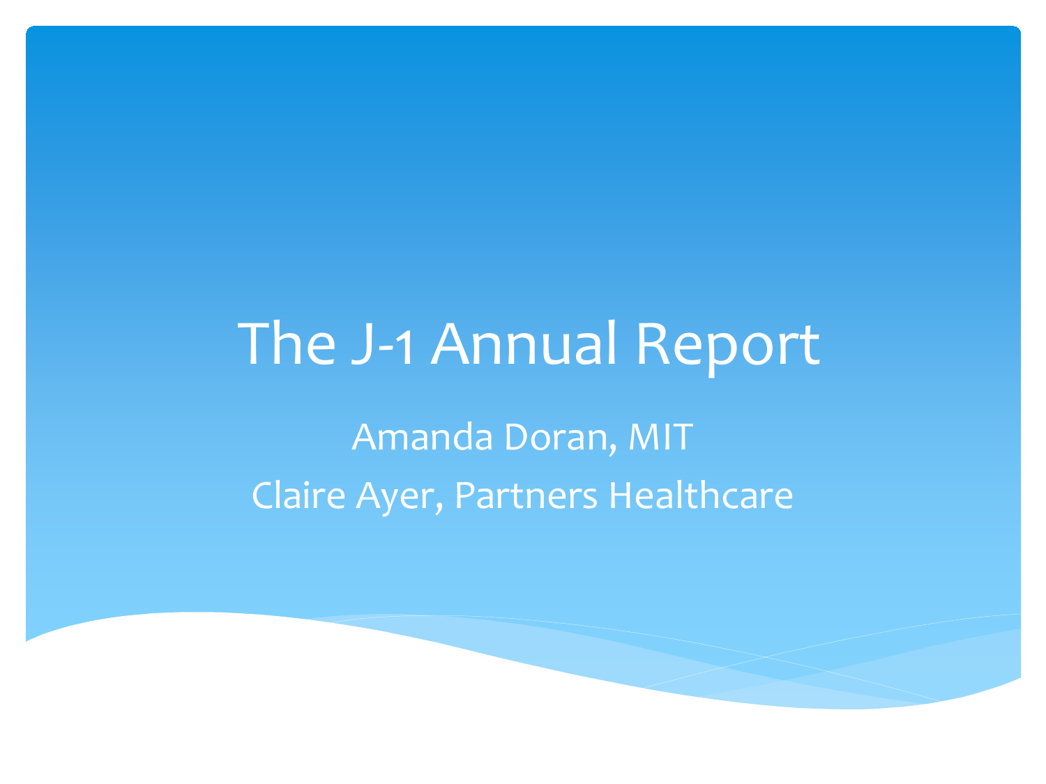# The J-1 Annual Report

Amanda Doran, MIT

Claire Ayer, Partners Healthcare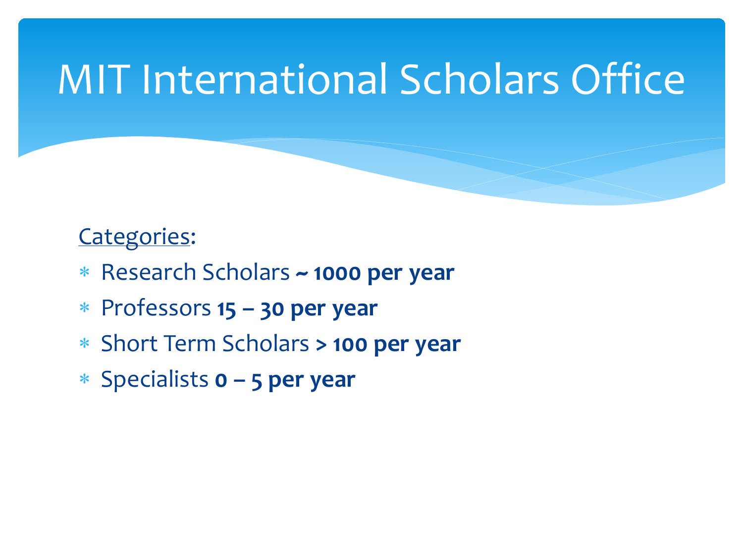# MIT International Scholars Office

Categories:

- Research Scholars **~ 1000 per year**
- Professors **15 – 30 per year**
- Short Term Scholars **> 100 per year**
- Specialists **0 – 5 per year**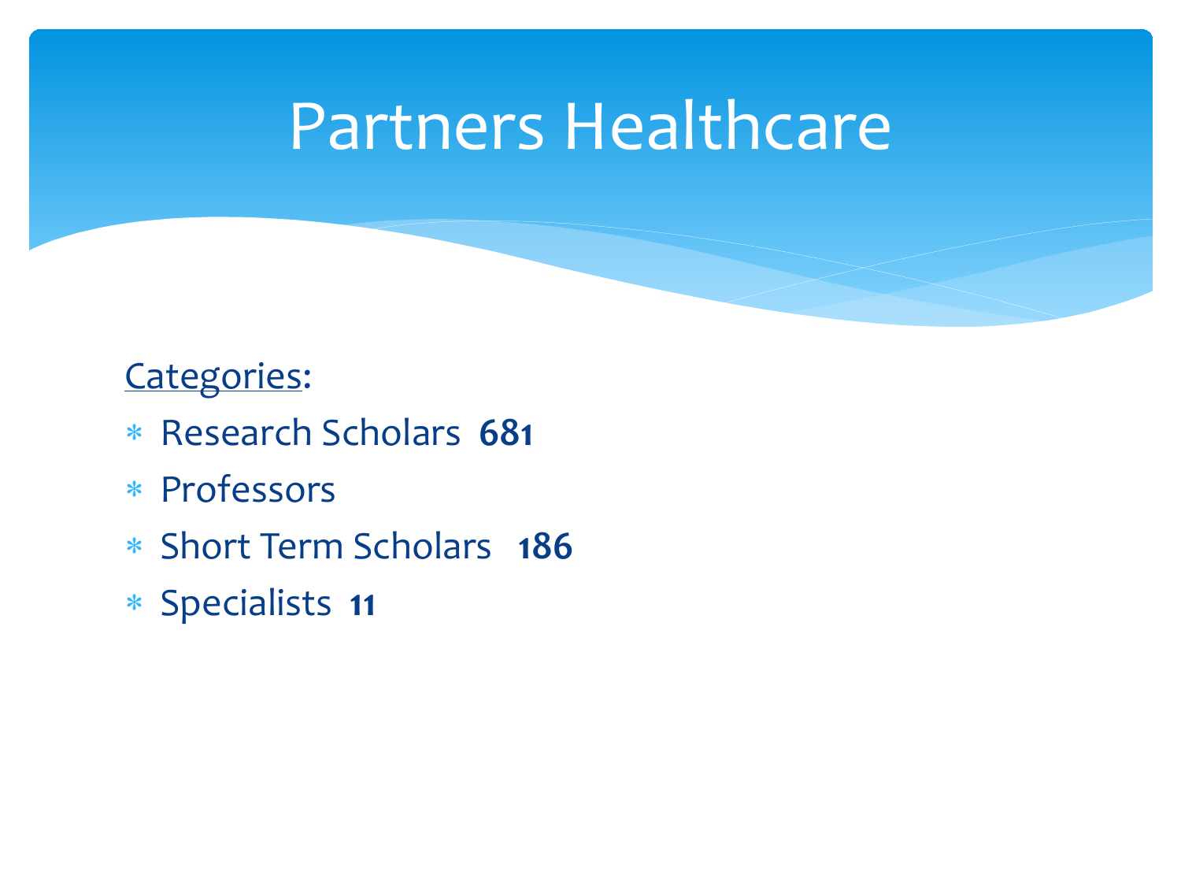# Partners Healthcare

Categories:

* Research Scholars **681**
* Professors
* Short Term Scholars **186**
* Specialists **11**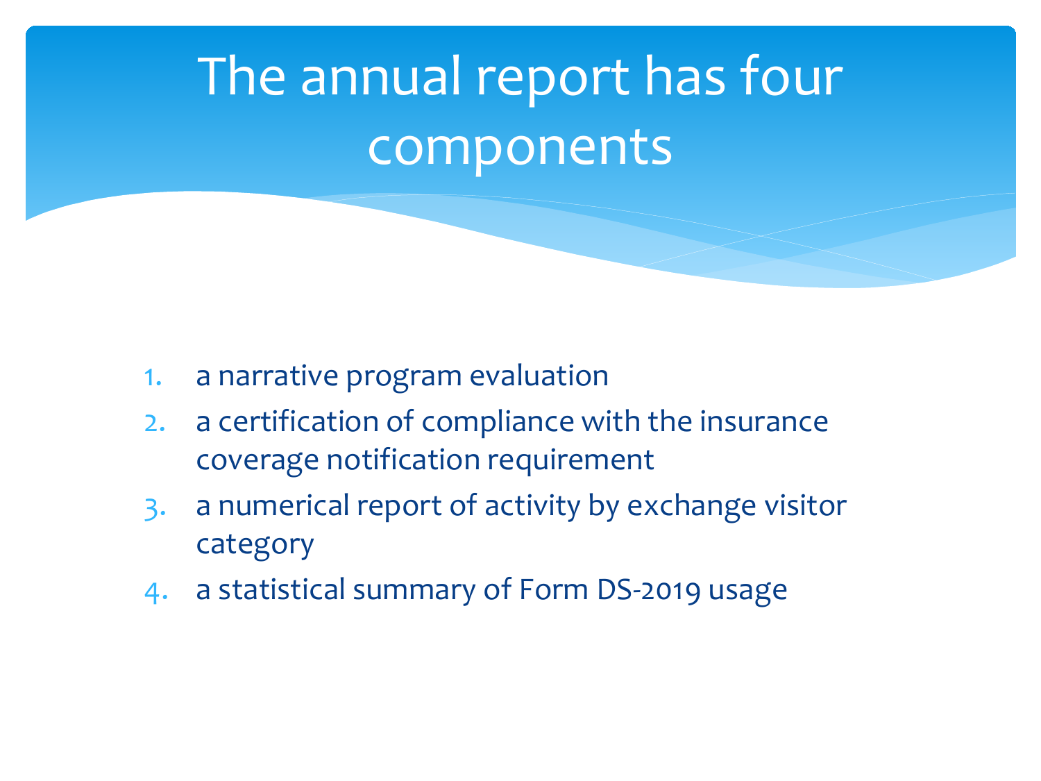# The annual report has four components

1. a narrative program evaluation
2. a certification of compliance with the insurance coverage notification requirement
3. a numerical report of activity by exchange visitor category
4. a statistical summary of Form DS-2019 usage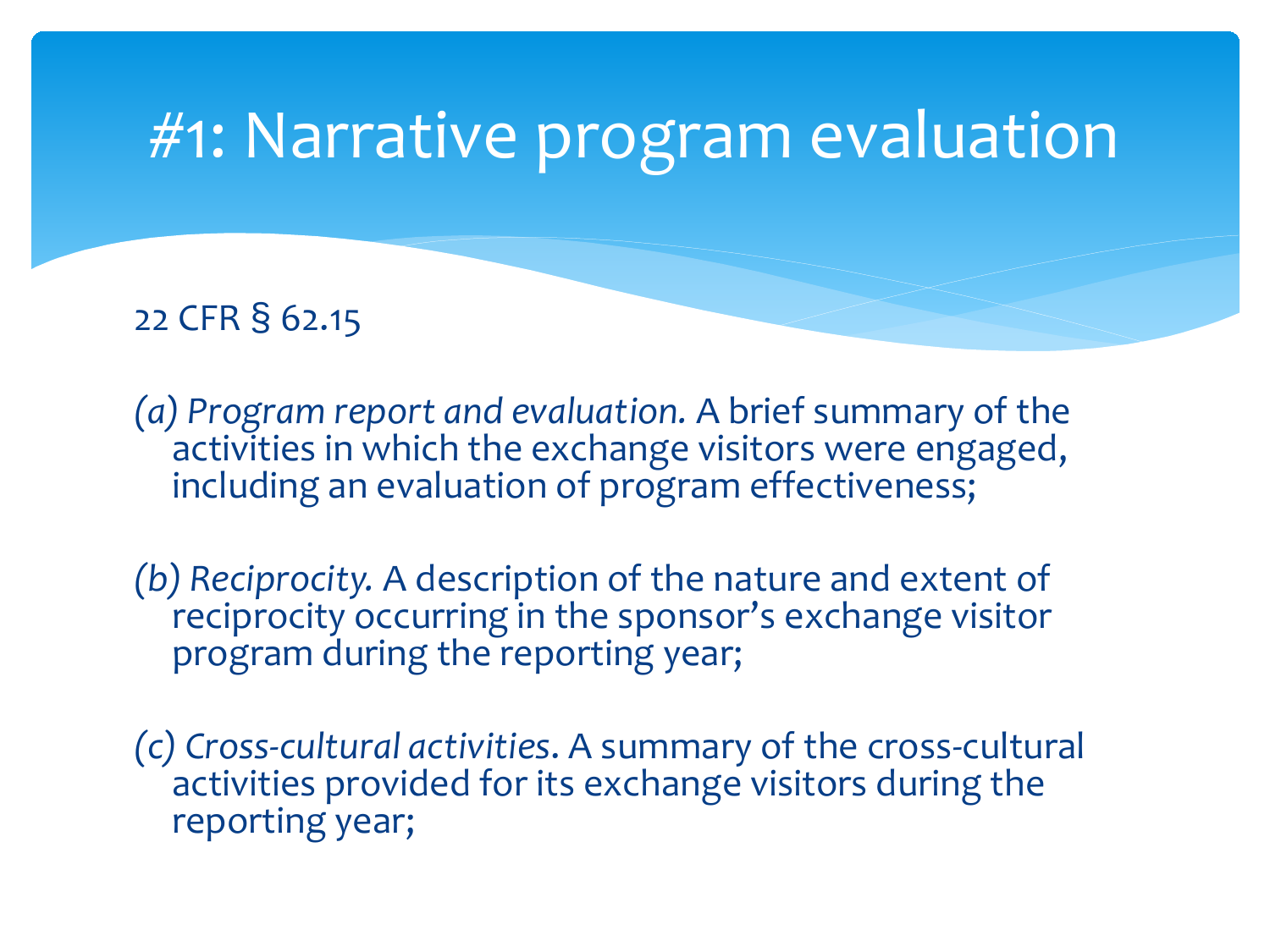# #1: Narrative program evaluation

22 CFR § 62.15

*(a) Program report and evaluation.* A brief summary of the activities in which the exchange visitors were engaged, including an evaluation of program effectiveness;

*(b) Reciprocity.* A description of the nature and extent of reciprocity occurring in the sponsor's exchange visitor program during the reporting year;

*(c) Cross-cultural activities*. A summary of the cross-cultural activities provided for its exchange visitors during the reporting year;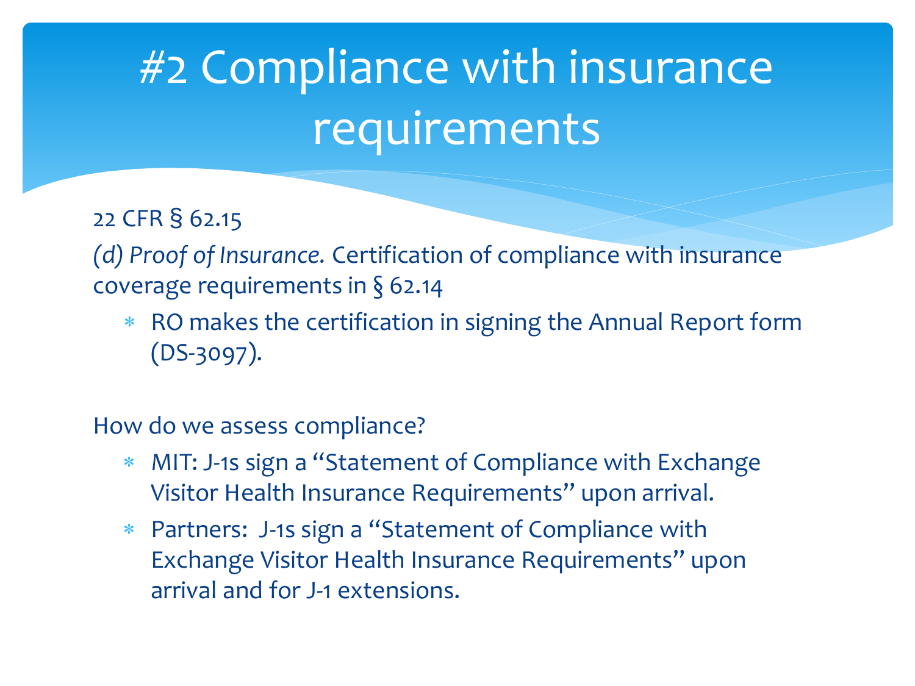# #2 Compliance with insurance requirements

22 CFR § 62.15

*(d) Proof of Insurance.* Certification of compliance with insurance coverage requirements in § 62.14

- RO makes the certification in signing the Annual Report form (DS-3097).

How do we assess compliance?

- MIT: J-1s sign a "Statement of Compliance with Exchange Visitor Health Insurance Requirements" upon arrival.
- Partners: J-1s sign a "Statement of Compliance with Exchange Visitor Health Insurance Requirements" upon arrival and for J-1 extensions.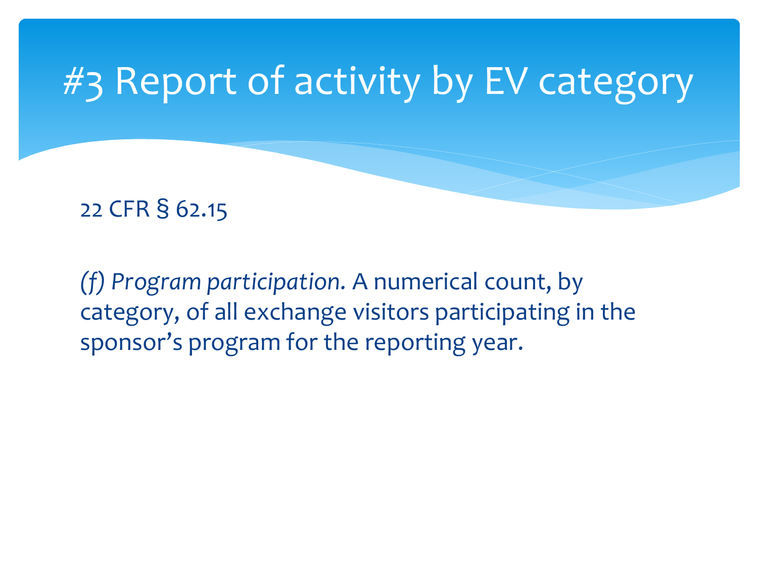# #3 Report of activity by EV category

22 CFR § 62.15

*(f) Program participation.* A numerical count, by category, of all exchange visitors participating in the sponsor's program for the reporting year.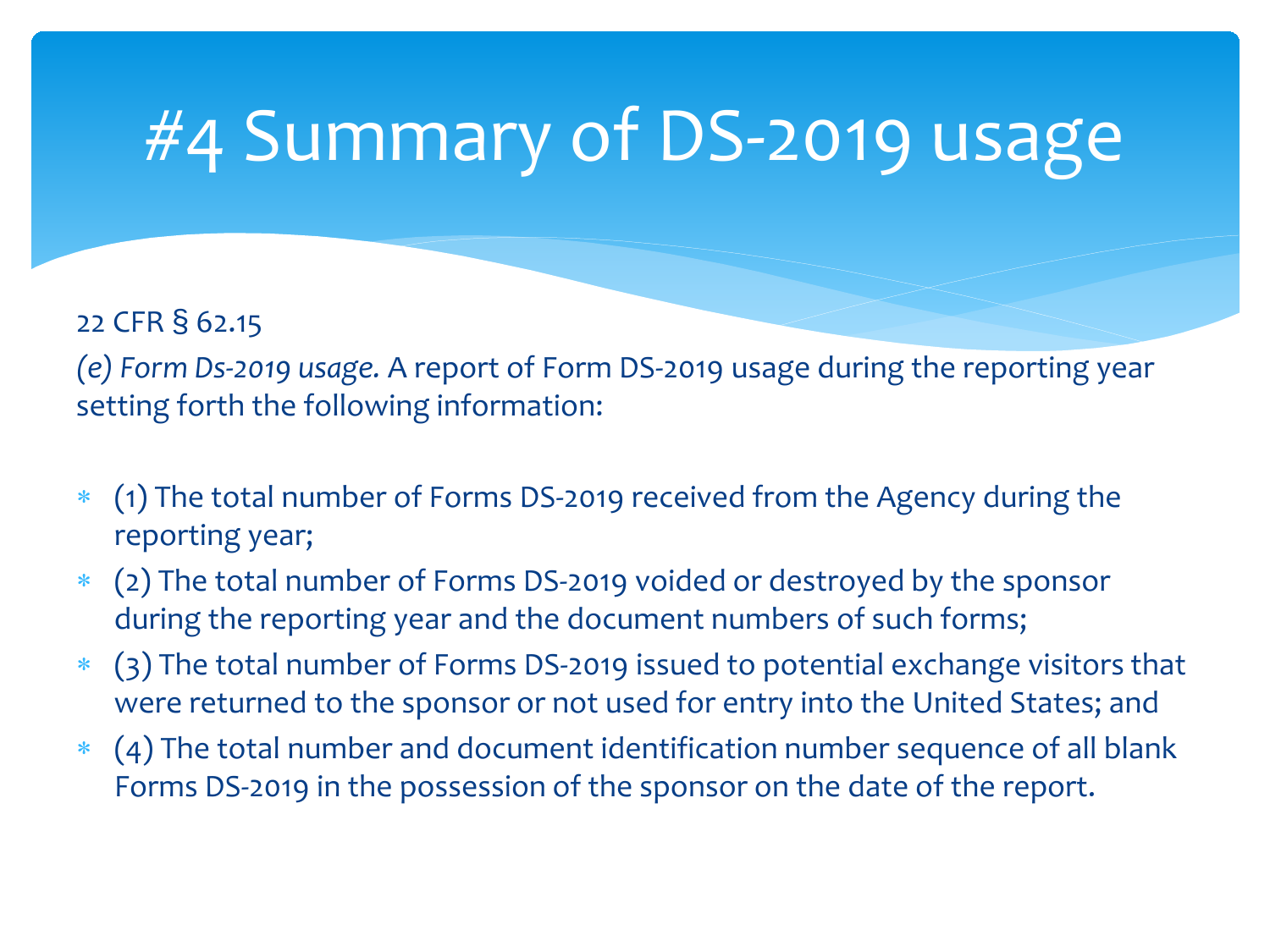# #4 Summary of DS-2019 usage

22 CFR § 62.15

*(e) Form Ds-2019 usage.* A report of Form DS-2019 usage during the reporting year setting forth the following information:

- (1) The total number of Forms DS-2019 received from the Agency during the reporting year;
- (2) The total number of Forms DS-2019 voided or destroyed by the sponsor during the reporting year and the document numbers of such forms;
- (3) The total number of Forms DS-2019 issued to potential exchange visitors that were returned to the sponsor or not used for entry into the United States; and
- (4) The total number and document identification number sequence of all blank Forms DS-2019 in the possession of the sponsor on the date of the report.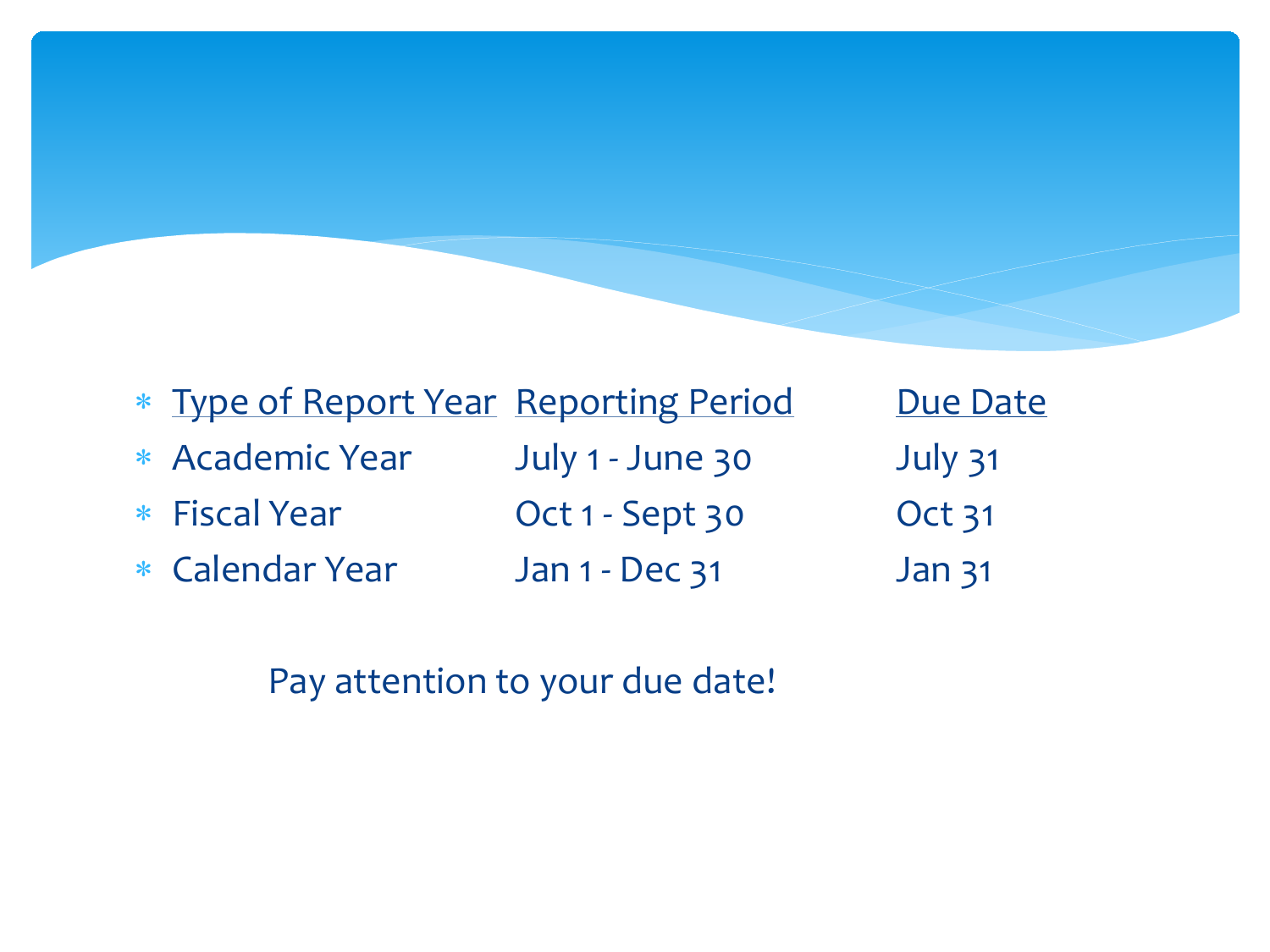| Type of Report Year | Reporting Period | Due Date |
| --- | --- | --- |
| Academic Year | July 1 - June 30 | July 31 |
| Fiscal Year | Oct 1 - Sept 30 | Oct 31 |
| Calendar Year | Jan 1 - Dec 31 | Jan 31 |

Pay attention to your due date!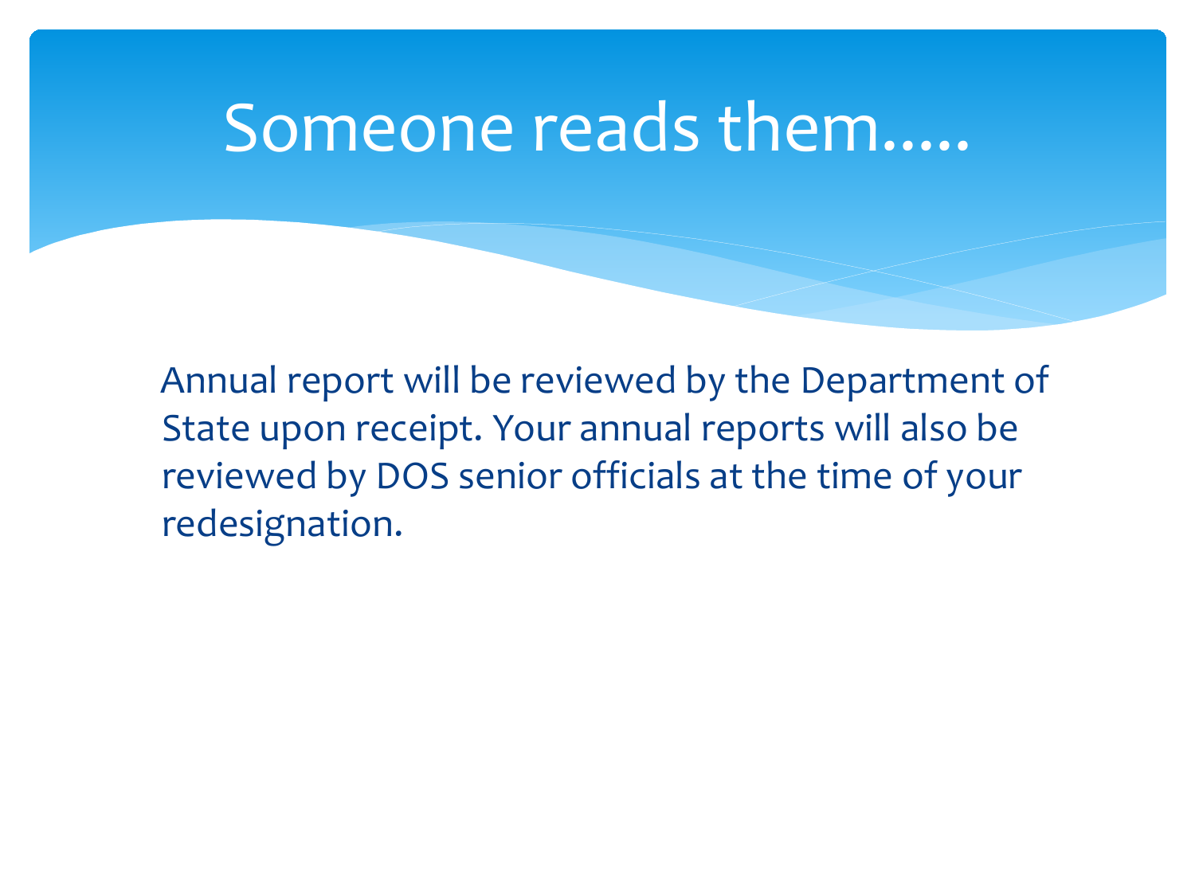# Someone reads them.....

Annual report will be reviewed by the Department of State upon receipt. Your annual reports will also be reviewed by DOS senior officials at the time of your redesignation.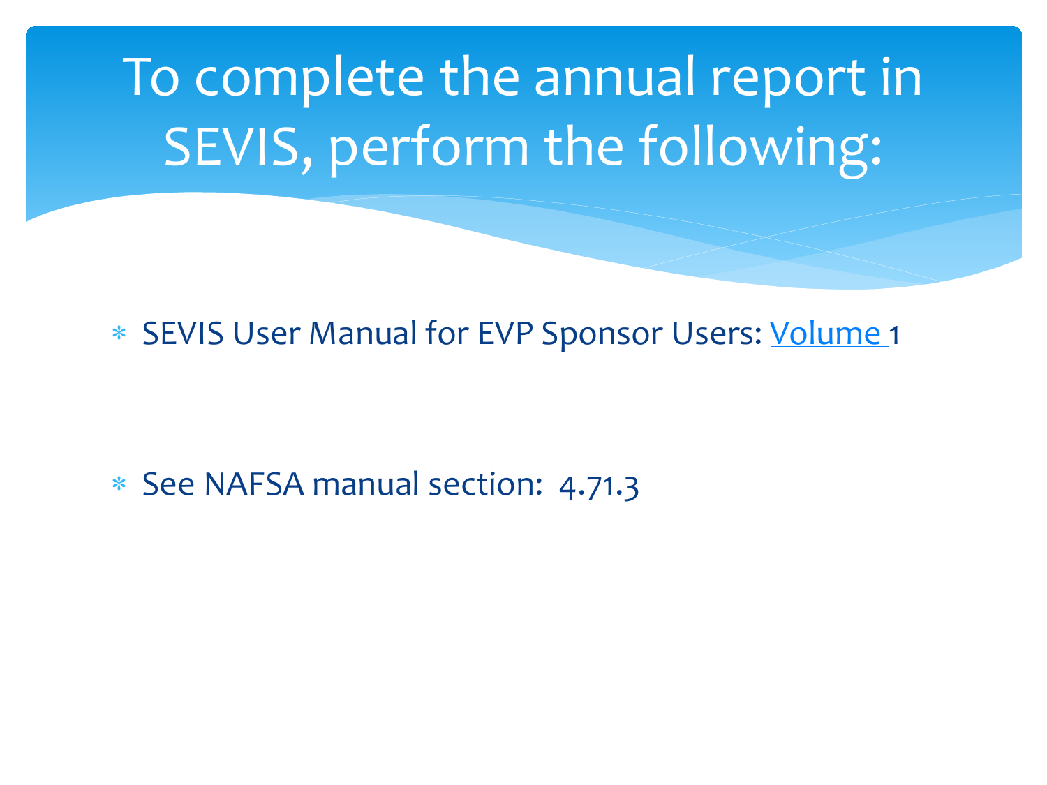# To complete the annual report in SEVIS, perform the following:

- SEVIS User Manual for EVP Sponsor Users: Volume 1
- See NAFSA manual section: 4.71.3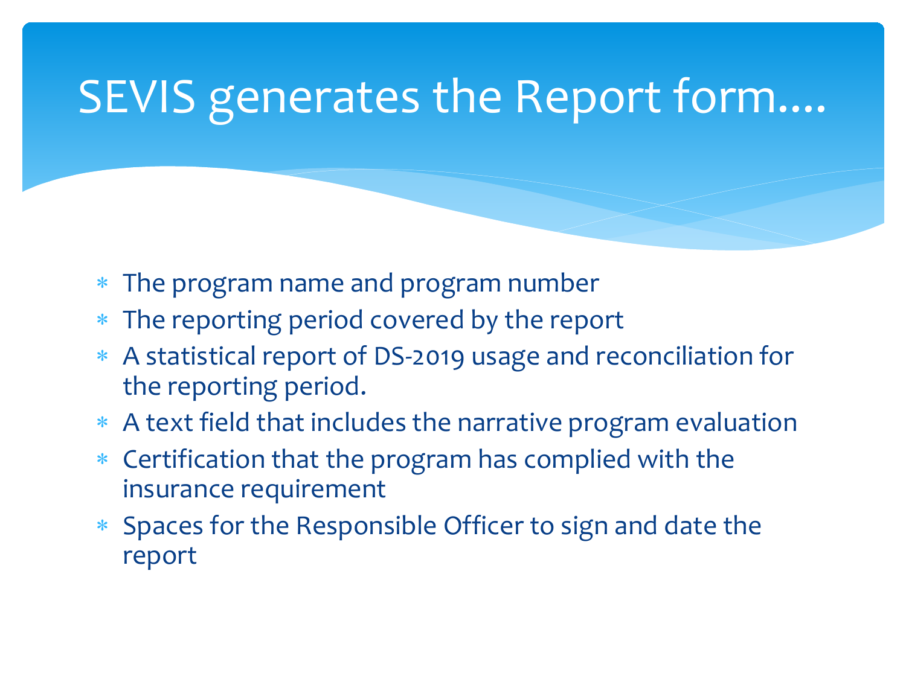# SEVIS generates the Report form….

- The program name and program number
- The reporting period covered by the report
- A statistical report of DS-2019 usage and reconciliation for the reporting period.
- A text field that includes the narrative program evaluation
- Certification that the program has complied with the insurance requirement
- Spaces for the Responsible Officer to sign and date the report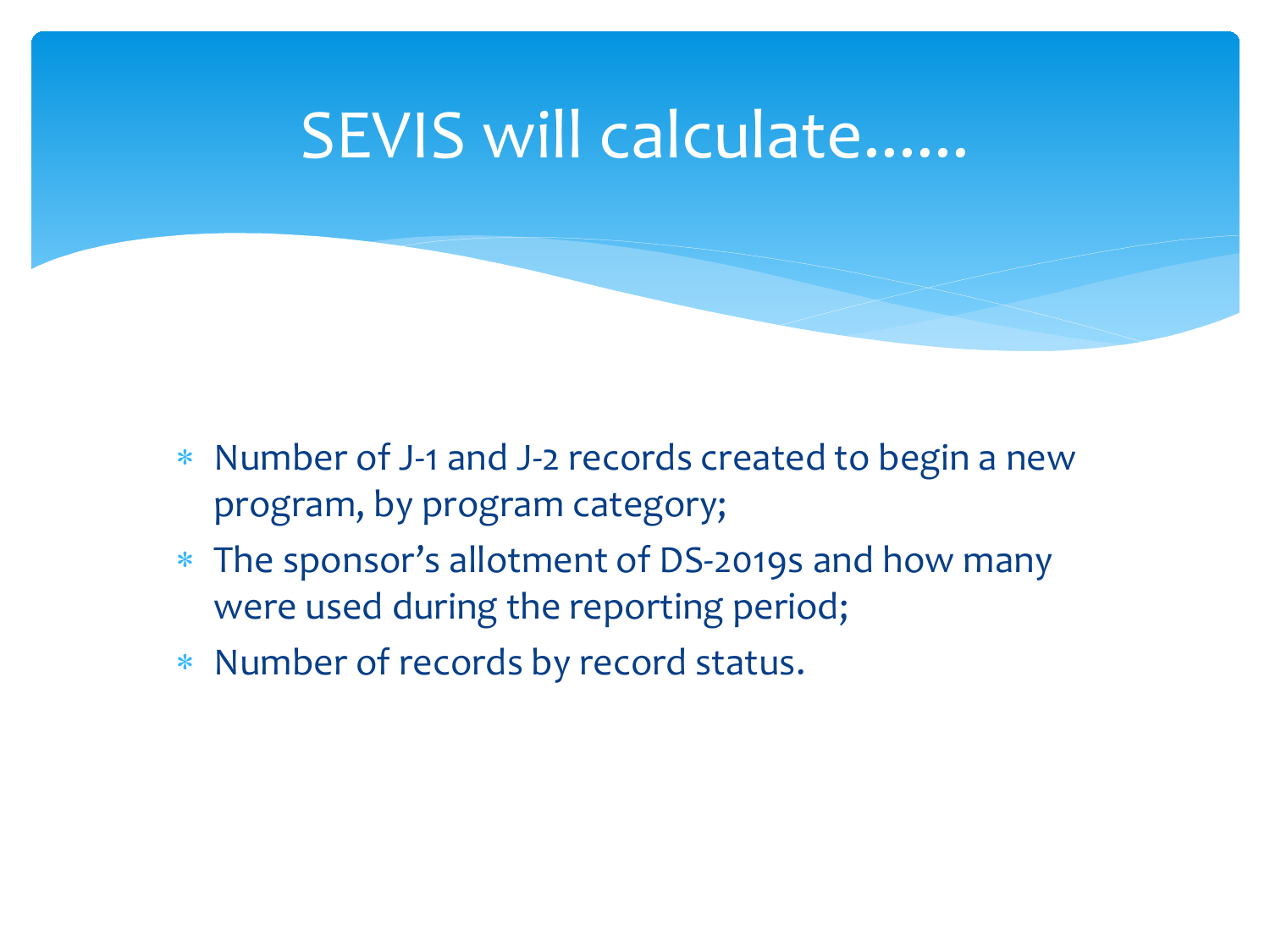# SEVIS will calculate……

- Number of J-1 and J-2 records created to begin a new program, by program category;
- The sponsor's allotment of DS-2019s and how many were used during the reporting period;
- Number of records by record status.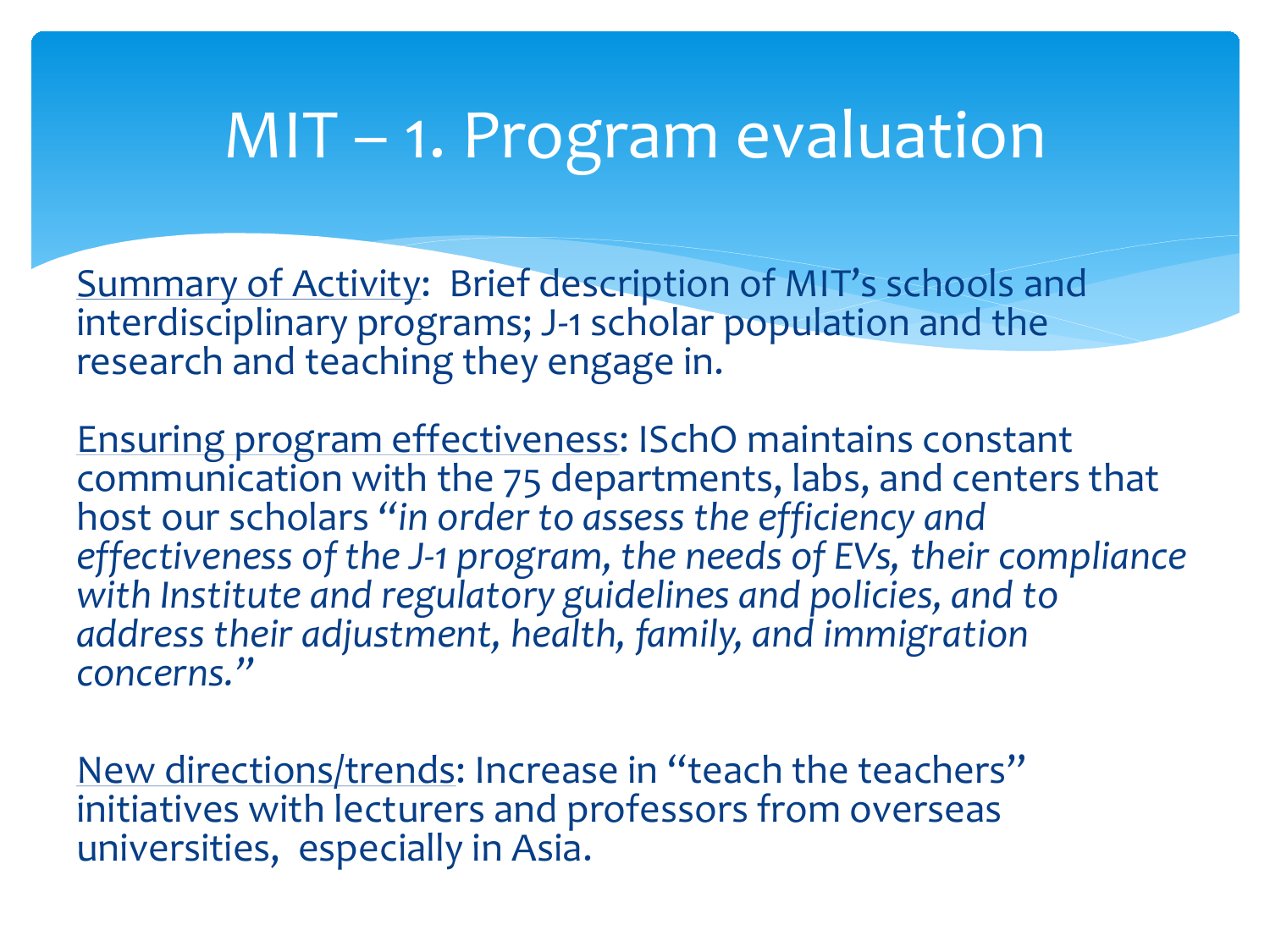# MIT – 1. Program evaluation

Summary of Activity: Brief description of MIT's schools and interdisciplinary programs; J-1 scholar population and the research and teaching they engage in.

Ensuring program effectiveness: ISchO maintains constant communication with the 75 departments, labs, and centers that host our scholars *"in order to assess the efficiency and effectiveness of the J-1 program, the needs of EVs, their compliance with Institute and regulatory guidelines and policies, and to address their adjustment, health, family, and immigration concerns."*

New directions/trends: Increase in "teach the teachers" initiatives with lecturers and professors from overseas universities, especially in Asia.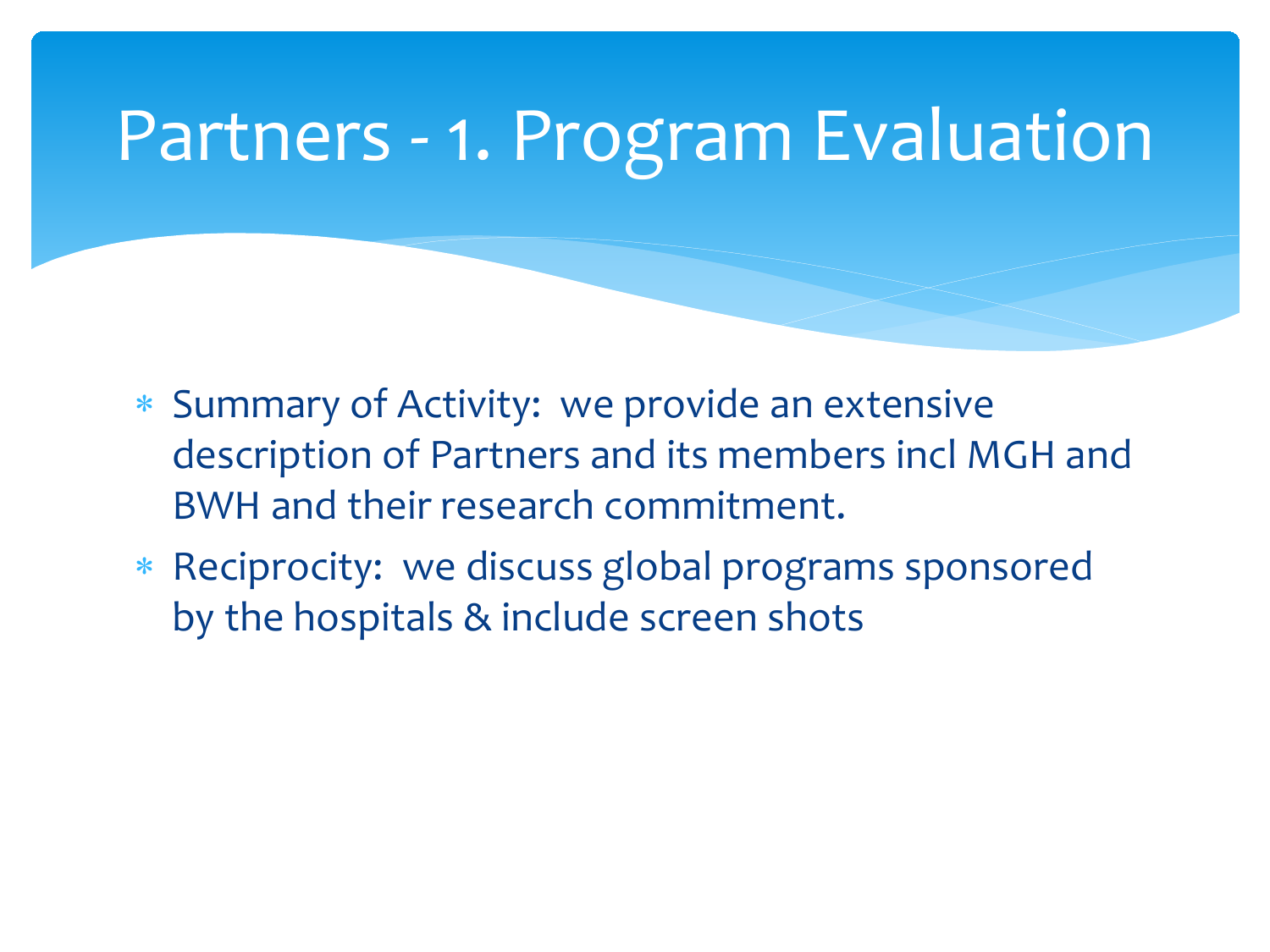# Partners - 1. Program Evaluation

- Summary of Activity: we provide an extensive description of Partners and its members incl MGH and BWH and their research commitment.
- Reciprocity: we discuss global programs sponsored by the hospitals & include screen shots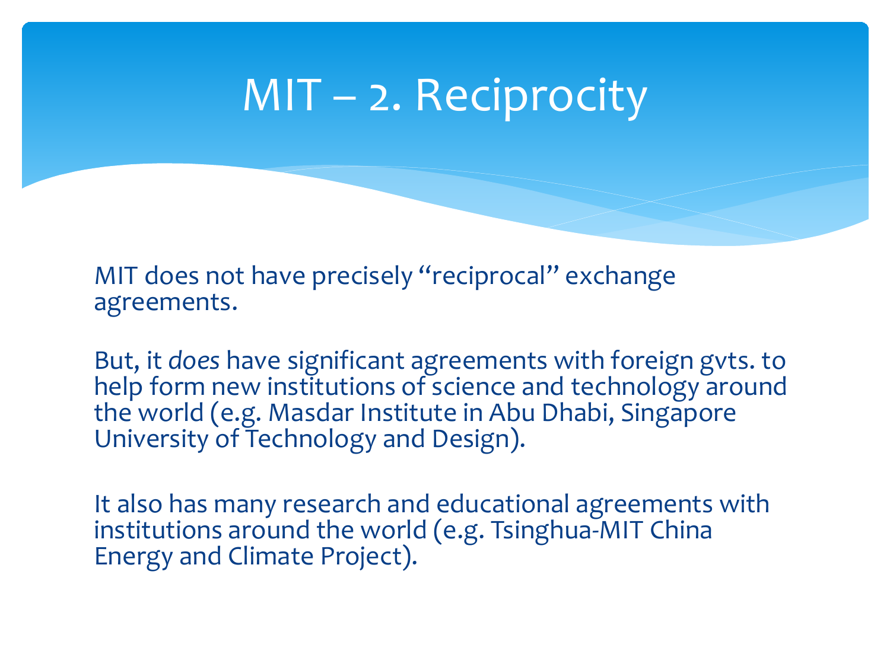# MIT – 2. Reciprocity

MIT does not have precisely "reciprocal" exchange agreements.

But, it *does* have significant agreements with foreign gvts. to help form new institutions of science and technology around the world (e.g. Masdar Institute in Abu Dhabi, Singapore University of Technology and Design).

It also has many research and educational agreements with institutions around the world (e.g. Tsinghua-MIT China Energy and Climate Project).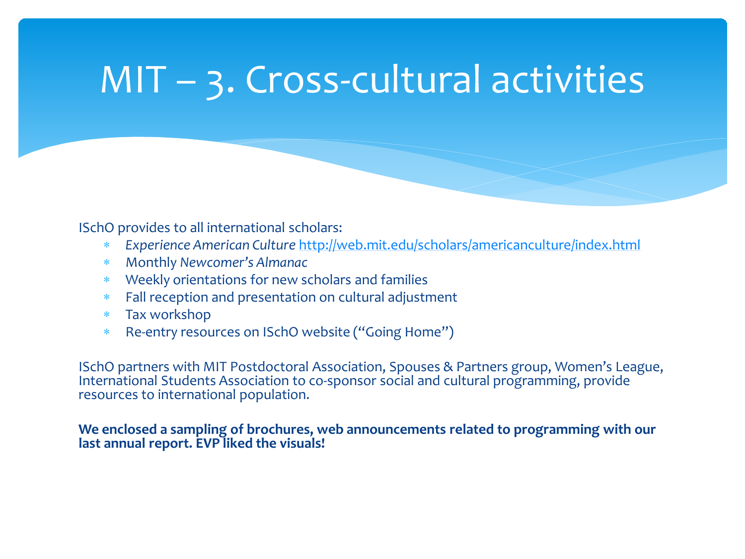# MIT – 3. Cross-cultural activities

ISchO provides to all international scholars:

- *Experience American Culture* http://web.mit.edu/scholars/americanculture/index.html
- Monthly *Newcomer's Almanac*
- Weekly orientations for new scholars and families
- Fall reception and presentation on cultural adjustment
- Tax workshop
- Re-entry resources on ISchO website ("Going Home")

ISchO partners with MIT Postdoctoral Association, Spouses & Partners group, Women's League, International Students Association to co-sponsor social and cultural programming, provide resources to international population.

**We enclosed a sampling of brochures, web announcements related to programming with our last annual report. EVP liked the visuals!**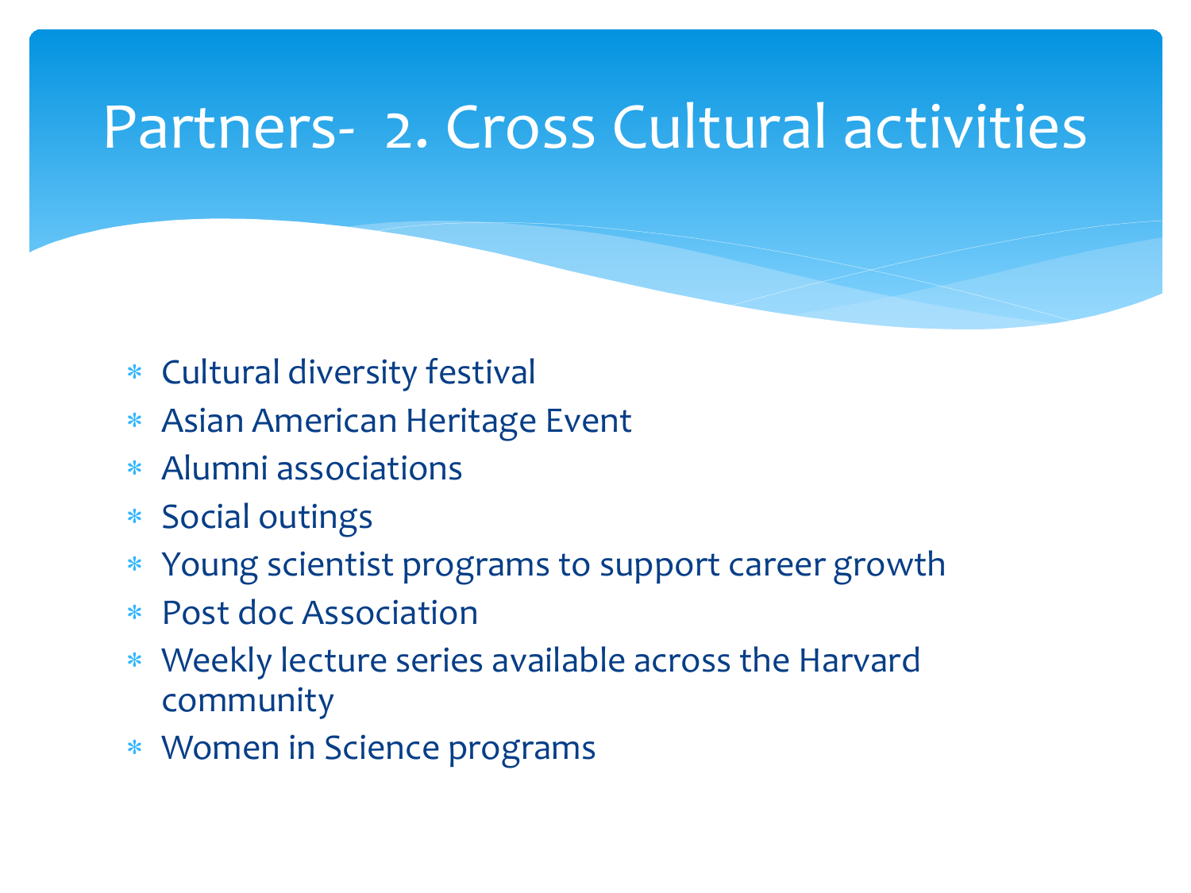# Partners- 2. Cross Cultural activities

- Cultural diversity festival
- Asian American Heritage Event
- Alumni associations
- Social outings
- Young scientist programs to support career growth
- Post doc Association
- Weekly lecture series available across the Harvard community
- Women in Science programs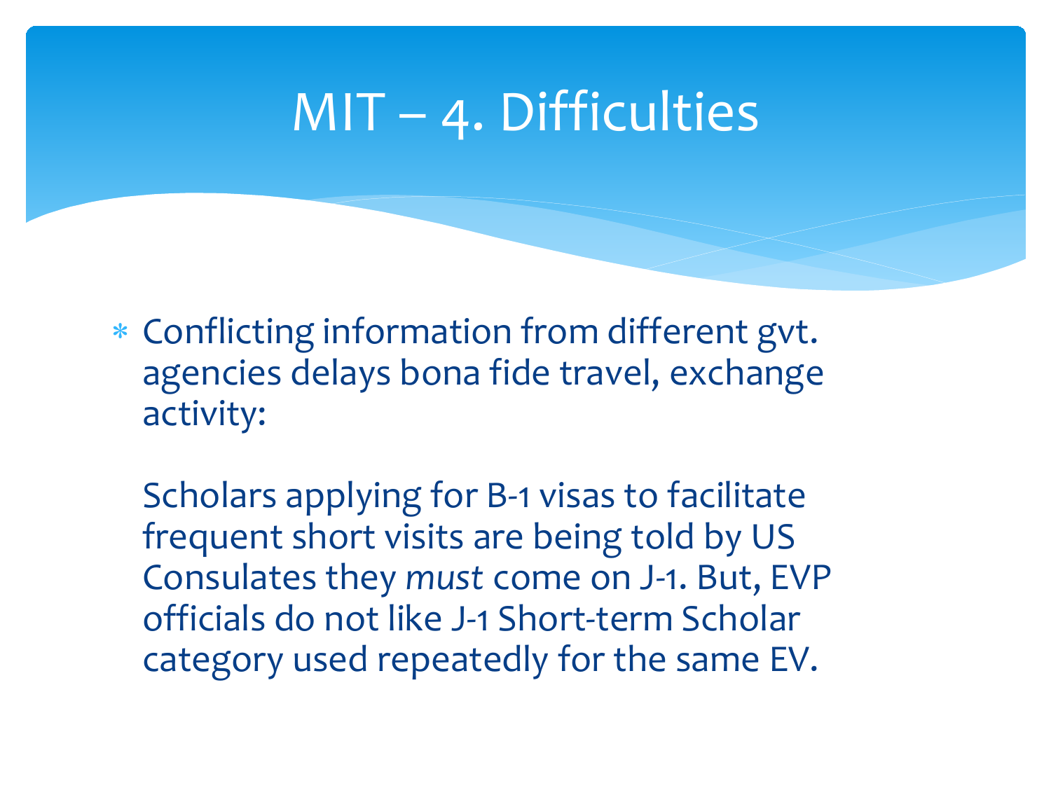# MIT – 4. Difficulties

- Conflicting information from different gvt. agencies delays bona fide travel, exchange activity:

  Scholars applying for B-1 visas to facilitate frequent short visits are being told by US Consulates they *must* come on J-1. But, EVP officials do not like J-1 Short-term Scholar category used repeatedly for the same EV.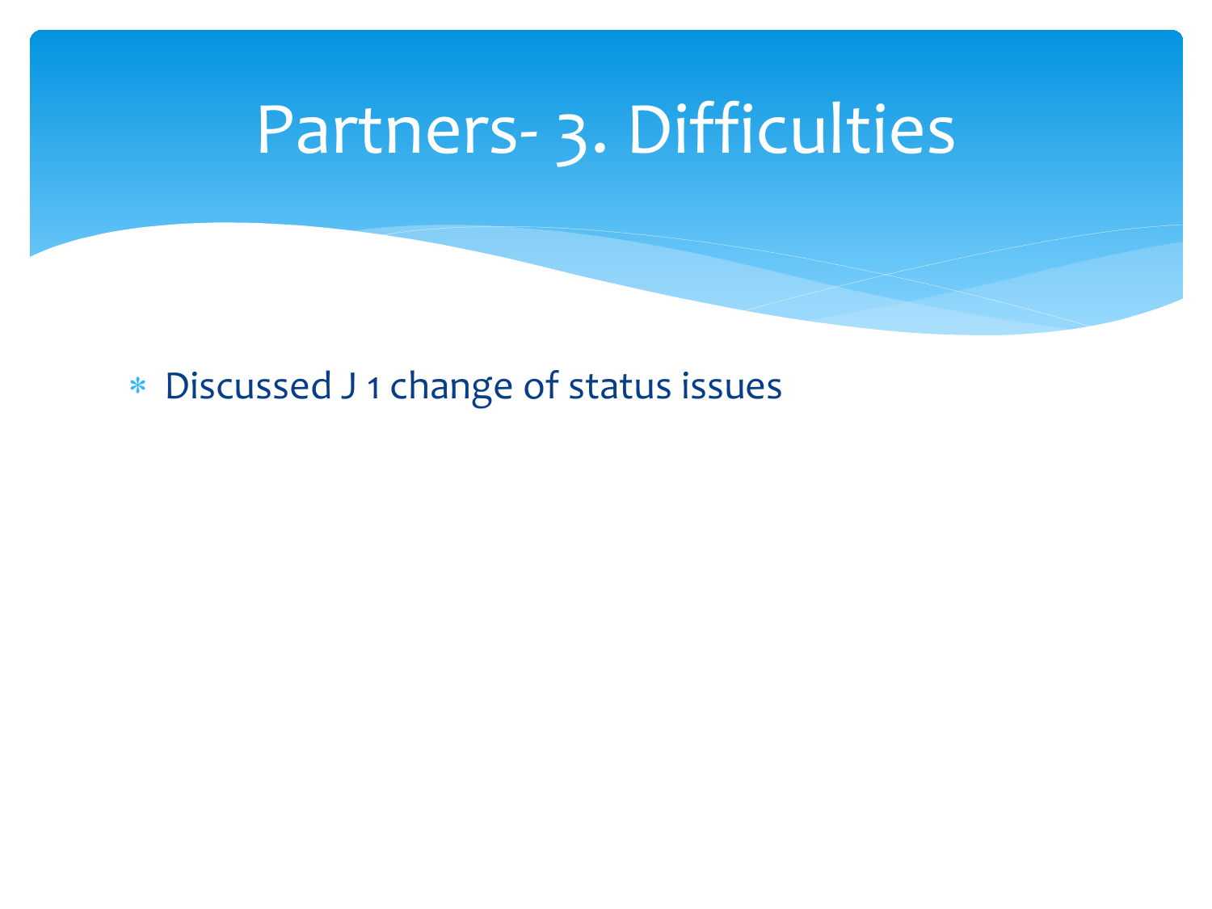# Partners- 3. Difficulties

- Discussed J 1 change of status issues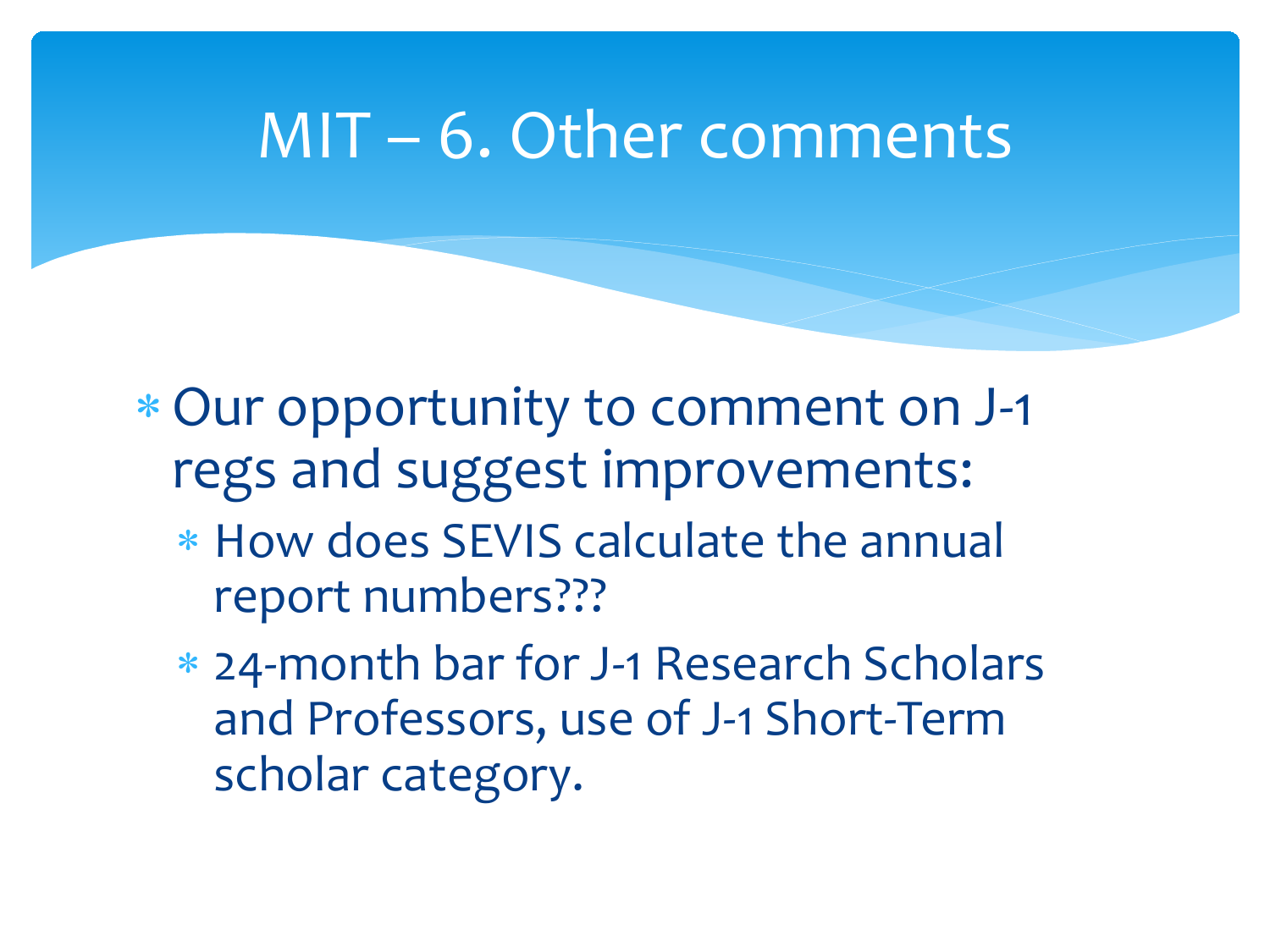# MIT – 6. Other comments

- Our opportunity to comment on J-1 regs and suggest improvements:
  - How does SEVIS calculate the annual report numbers???
  - 24-month bar for J-1 Research Scholars and Professors, use of J-1 Short-Term scholar category.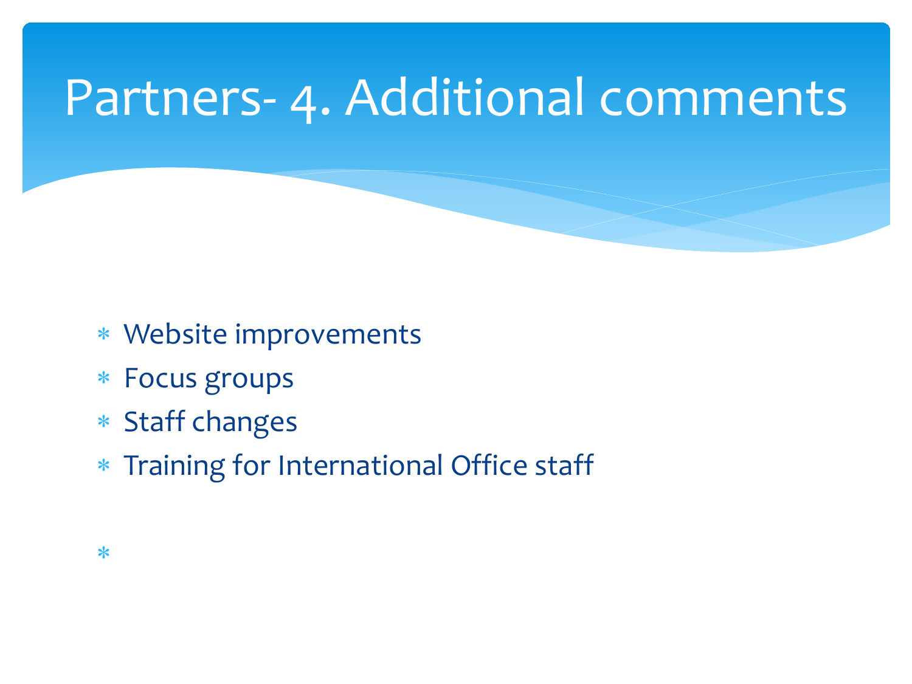# Partners- 4. Additional comments

- Website improvements
- Focus groups
- Staff changes
- Training for International Office staff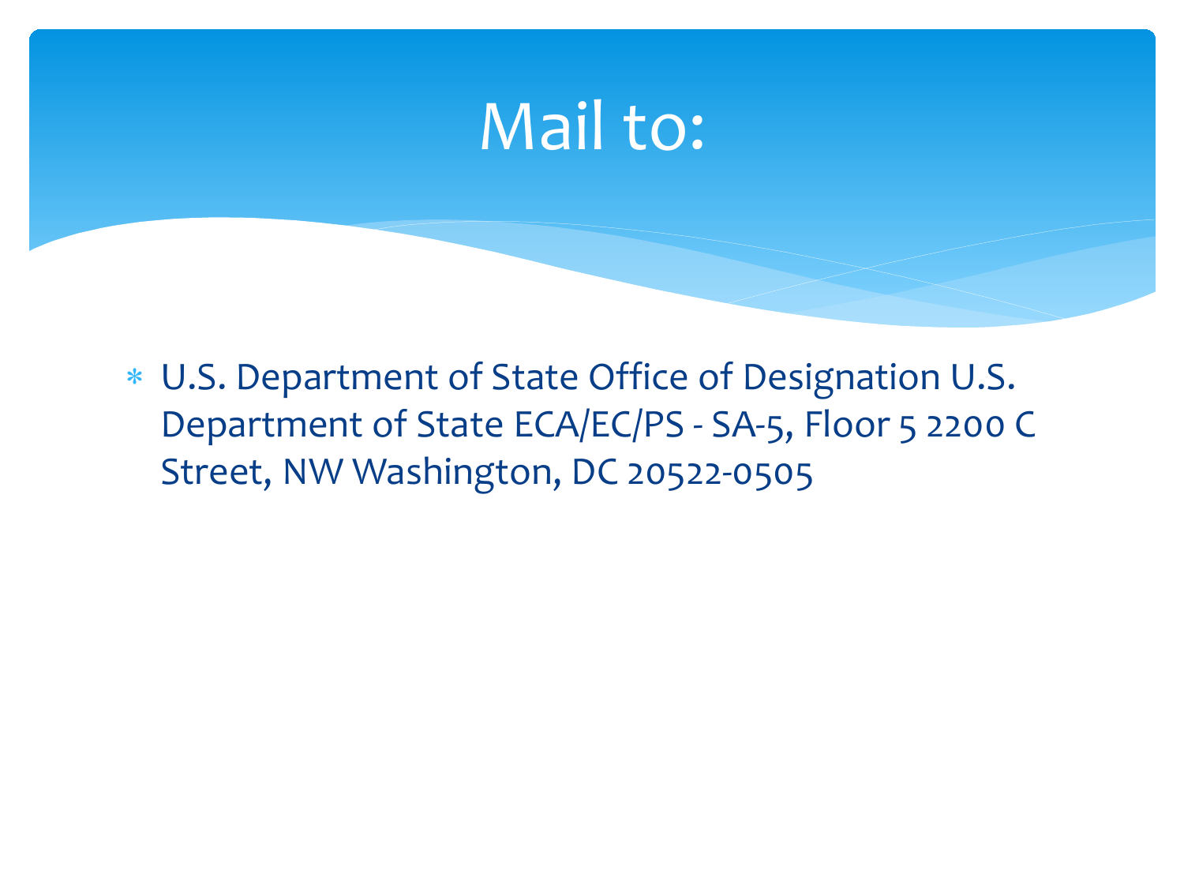# Mail to:

- U.S. Department of State Office of Designation U.S. Department of State ECA/EC/PS - SA-5, Floor 5 2200 C Street, NW Washington, DC 20522-0505